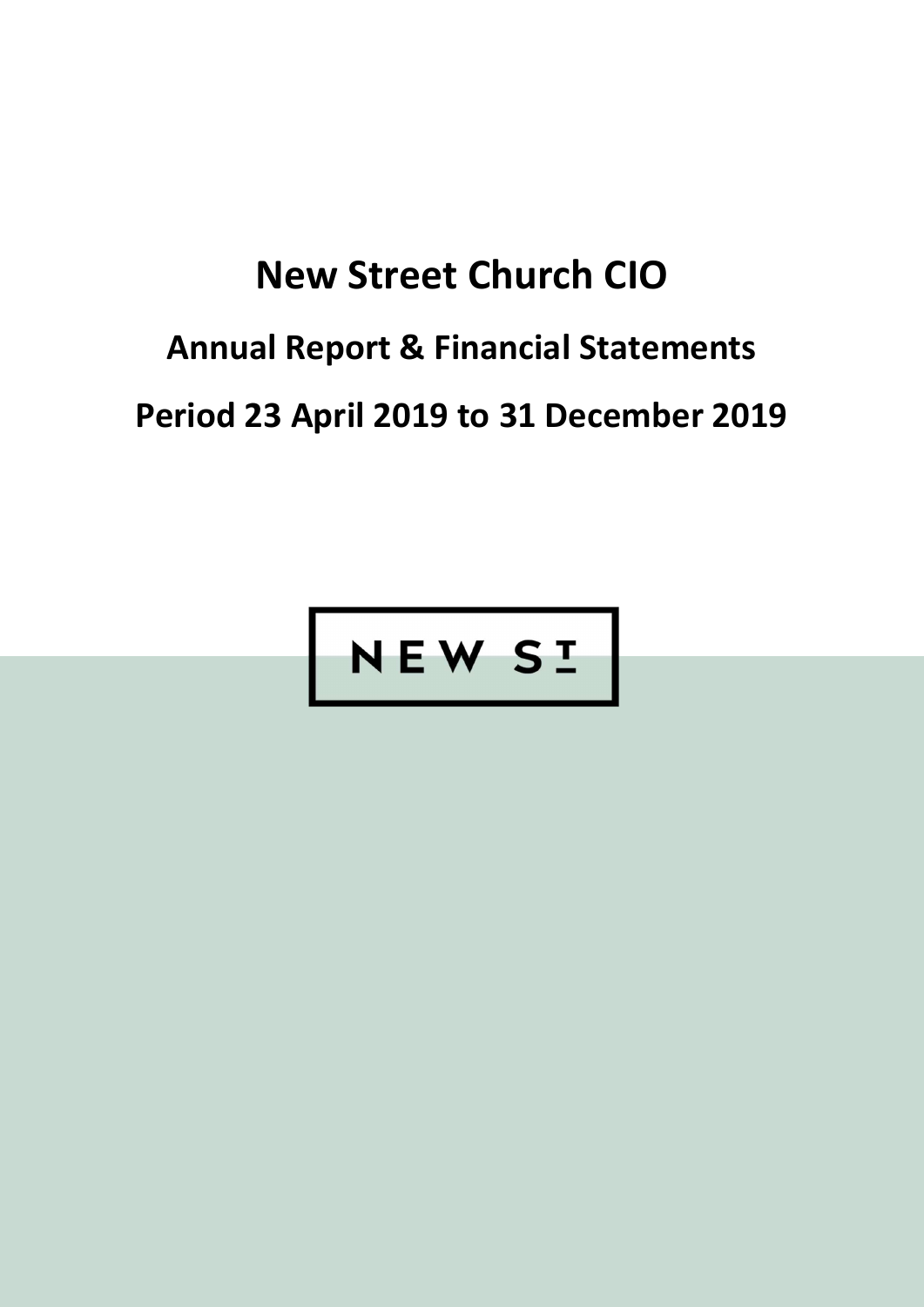# New Street Church CIO

## Annual Report & Financial Statements

## Period 23 April 2019 to 31 December 2019

NEW ST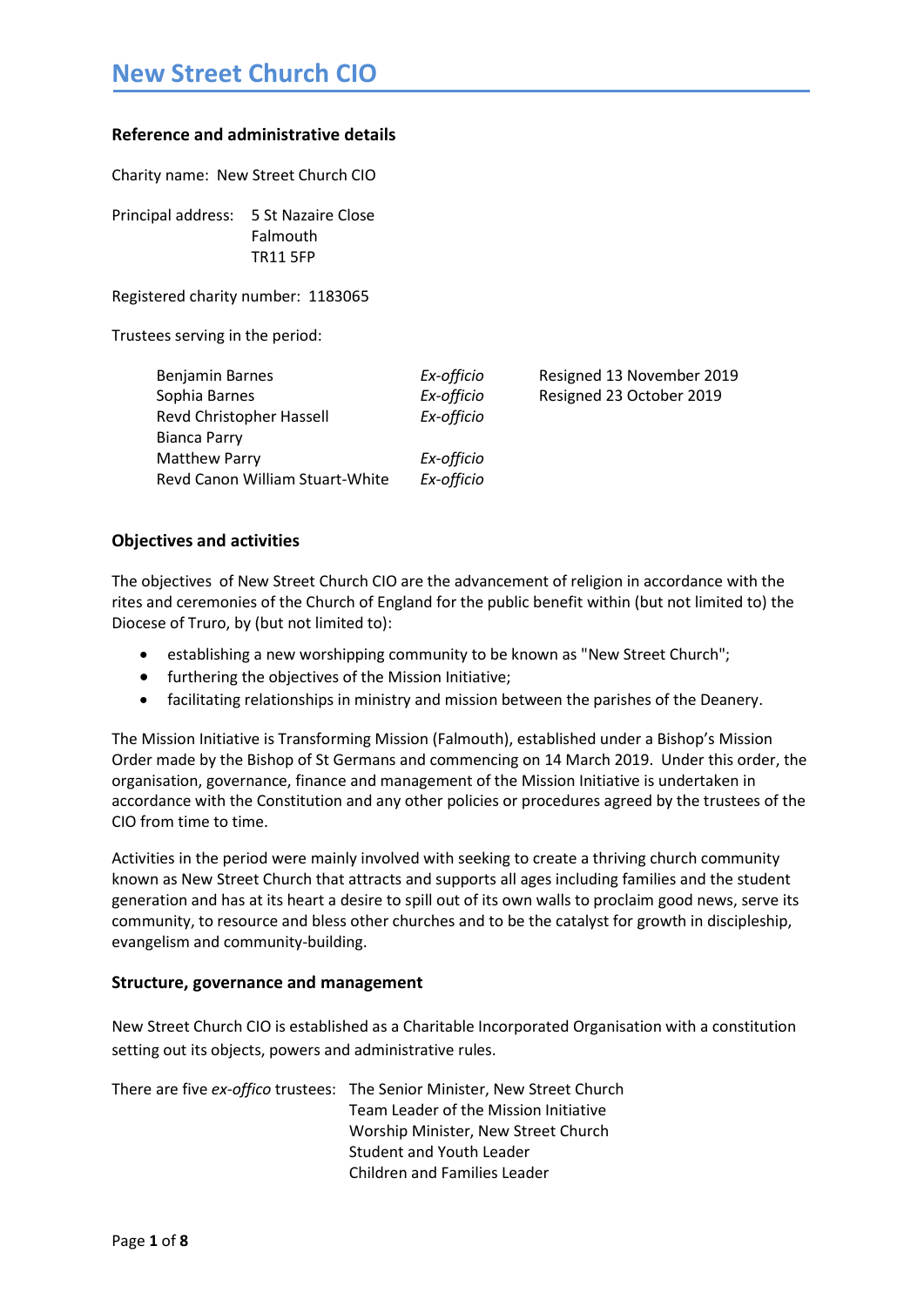# New Street Church CIO

## Reference and administrative details

Charity name: New Street Church CIO

Principal address: 5 St Nazaire Close
Falmouth
TR11 5FP

Registered charity number: 1183065

Trustees serving in the period:

| | | |
|---|---|---|
| Benjamin Barnes | *Ex-officio* | Resigned 13 November 2019 |
| Sophia Barnes | *Ex-officio* | Resigned 23 October 2019 |
| Revd Christopher Hassell | *Ex-officio* | |
| Bianca Parry | | |
| Matthew Parry | *Ex-officio* | |
| Revd Canon William Stuart-White | *Ex-officio* | |

## Objectives and activities

The objectives of New Street Church CIO are the advancement of religion in accordance with the rites and ceremonies of the Church of England for the public benefit within (but not limited to) the Diocese of Truro, by (but not limited to):

- establishing a new worshipping community to be known as "New Street Church";
- furthering the objectives of the Mission Initiative;
- facilitating relationships in ministry and mission between the parishes of the Deanery.

The Mission Initiative is Transforming Mission (Falmouth), established under a Bishop's Mission Order made by the Bishop of St Germans and commencing on 14 March 2019. Under this order, the organisation, governance, finance and management of the Mission Initiative is undertaken in accordance with the Constitution and any other policies or procedures agreed by the trustees of the CIO from time to time.

Activities in the period were mainly involved with seeking to create a thriving church community known as New Street Church that attracts and supports all ages including families and the student generation and has at its heart a desire to spill out of its own walls to proclaim good news, serve its community, to resource and bless other churches and to be the catalyst for growth in discipleship, evangelism and community-building.

## Structure, governance and management

New Street Church CIO is established as a Charitable Incorporated Organisation with a constitution setting out its objects, powers and administrative rules.

There are five *ex-offico* trustees: The Senior Minister, New Street Church
Team Leader of the Mission Initiative
Worship Minister, New Street Church
Student and Youth Leader
Children and Families Leader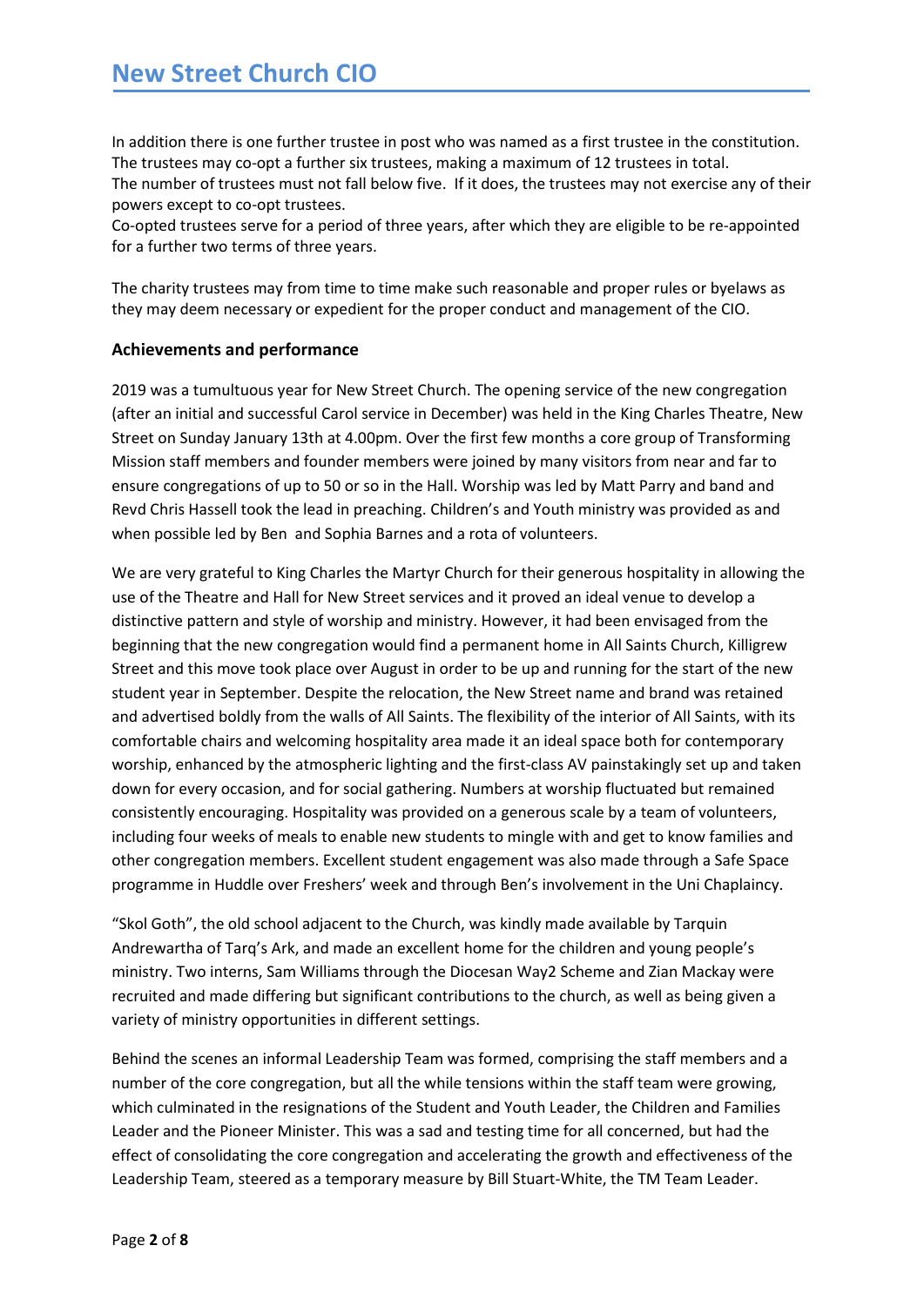In addition there is one further trustee in post who was named as a first trustee in the constitution. The trustees may co-opt a further six trustees, making a maximum of 12 trustees in total.
The number of trustees must not fall below five. If it does, the trustees may not exercise any of their powers except to co-opt trustees.
Co-opted trustees serve for a period of three years, after which they are eligible to be re-appointed for a further two terms of three years.

The charity trustees may from time to time make such reasonable and proper rules or byelaws as they may deem necessary or expedient for the proper conduct and management of the CIO.

### Achievements and performance

2019 was a tumultuous year for New Street Church. The opening service of the new congregation (after an initial and successful Carol service in December) was held in the King Charles Theatre, New Street on Sunday January 13th at 4.00pm. Over the first few months a core group of Transforming Mission staff members and founder members were joined by many visitors from near and far to ensure congregations of up to 50 or so in the Hall. Worship was led by Matt Parry and band and Revd Chris Hassell took the lead in preaching. Children's and Youth ministry was provided as and when possible led by Ben and Sophia Barnes and a rota of volunteers.

We are very grateful to King Charles the Martyr Church for their generous hospitality in allowing the use of the Theatre and Hall for New Street services and it proved an ideal venue to develop a distinctive pattern and style of worship and ministry. However, it had been envisaged from the beginning that the new congregation would find a permanent home in All Saints Church, Killigrew Street and this move took place over August in order to be up and running for the start of the new student year in September. Despite the relocation, the New Street name and brand was retained and advertised boldly from the walls of All Saints. The flexibility of the interior of All Saints, with its comfortable chairs and welcoming hospitality area made it an ideal space both for contemporary worship, enhanced by the atmospheric lighting and the first-class AV painstakingly set up and taken down for every occasion, and for social gathering. Numbers at worship fluctuated but remained consistently encouraging. Hospitality was provided on a generous scale by a team of volunteers, including four weeks of meals to enable new students to mingle with and get to know families and other congregation members. Excellent student engagement was also made through a Safe Space programme in Huddle over Freshers' week and through Ben's involvement in the Uni Chaplaincy.

"Skol Goth", the old school adjacent to the Church, was kindly made available by Tarquin Andrewartha of Tarq's Ark, and made an excellent home for the children and young people's ministry. Two interns, Sam Williams through the Diocesan Way2 Scheme and Zian Mackay were recruited and made differing but significant contributions to the church, as well as being given a variety of ministry opportunities in different settings.

Behind the scenes an informal Leadership Team was formed, comprising the staff members and a number of the core congregation, but all the while tensions within the staff team were growing, which culminated in the resignations of the Student and Youth Leader, the Children and Families Leader and the Pioneer Minister. This was a sad and testing time for all concerned, but had the effect of consolidating the core congregation and accelerating the growth and effectiveness of the Leadership Team, steered as a temporary measure by Bill Stuart-White, the TM Team Leader.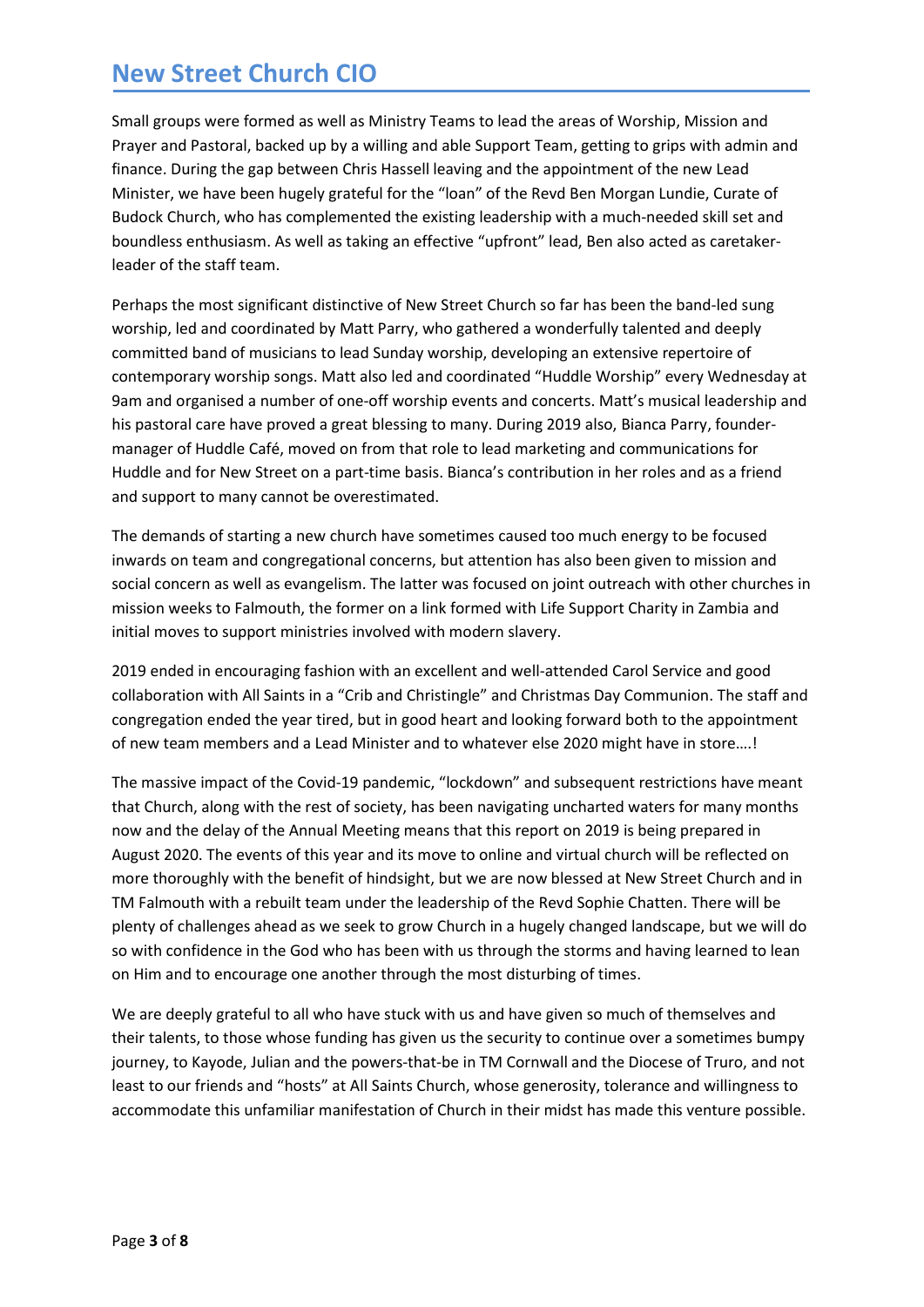Small groups were formed as well as Ministry Teams to lead the areas of Worship, Mission and Prayer and Pastoral, backed up by a willing and able Support Team, getting to grips with admin and finance. During the gap between Chris Hassell leaving and the appointment of the new Lead Minister, we have been hugely grateful for the "loan" of the Revd Ben Morgan Lundie, Curate of Budock Church, who has complemented the existing leadership with a much-needed skill set and boundless enthusiasm. As well as taking an effective "upfront" lead, Ben also acted as caretaker-leader of the staff team.

Perhaps the most significant distinctive of New Street Church so far has been the band-led sung worship, led and coordinated by Matt Parry, who gathered a wonderfully talented and deeply committed band of musicians to lead Sunday worship, developing an extensive repertoire of contemporary worship songs. Matt also led and coordinated "Huddle Worship" every Wednesday at 9am and organised a number of one-off worship events and concerts. Matt's musical leadership and his pastoral care have proved a great blessing to many. During 2019 also, Bianca Parry, founder-manager of Huddle Café, moved on from that role to lead marketing and communications for Huddle and for New Street on a part-time basis. Bianca's contribution in her roles and as a friend and support to many cannot be overestimated.

The demands of starting a new church have sometimes caused too much energy to be focused inwards on team and congregational concerns, but attention has also been given to mission and social concern as well as evangelism. The latter was focused on joint outreach with other churches in mission weeks to Falmouth, the former on a link formed with Life Support Charity in Zambia and initial moves to support ministries involved with modern slavery.

2019 ended in encouraging fashion with an excellent and well-attended Carol Service and good collaboration with All Saints in a "Crib and Christingle" and Christmas Day Communion. The staff and congregation ended the year tired, but in good heart and looking forward both to the appointment of new team members and a Lead Minister and to whatever else 2020 might have in store….!

The massive impact of the Covid-19 pandemic, "lockdown" and subsequent restrictions have meant that Church, along with the rest of society, has been navigating uncharted waters for many months now and the delay of the Annual Meeting means that this report on 2019 is being prepared in August 2020. The events of this year and its move to online and virtual church will be reflected on more thoroughly with the benefit of hindsight, but we are now blessed at New Street Church and in TM Falmouth with a rebuilt team under the leadership of the Revd Sophie Chatten. There will be plenty of challenges ahead as we seek to grow Church in a hugely changed landscape, but we will do so with confidence in the God who has been with us through the storms and having learned to lean on Him and to encourage one another through the most disturbing of times.

We are deeply grateful to all who have stuck with us and have given so much of themselves and their talents, to those whose funding has given us the security to continue over a sometimes bumpy journey, to Kayode, Julian and the powers-that-be in TM Cornwall and the Diocese of Truro, and not least to our friends and "hosts" at All Saints Church, whose generosity, tolerance and willingness to accommodate this unfamiliar manifestation of Church in their midst has made this venture possible.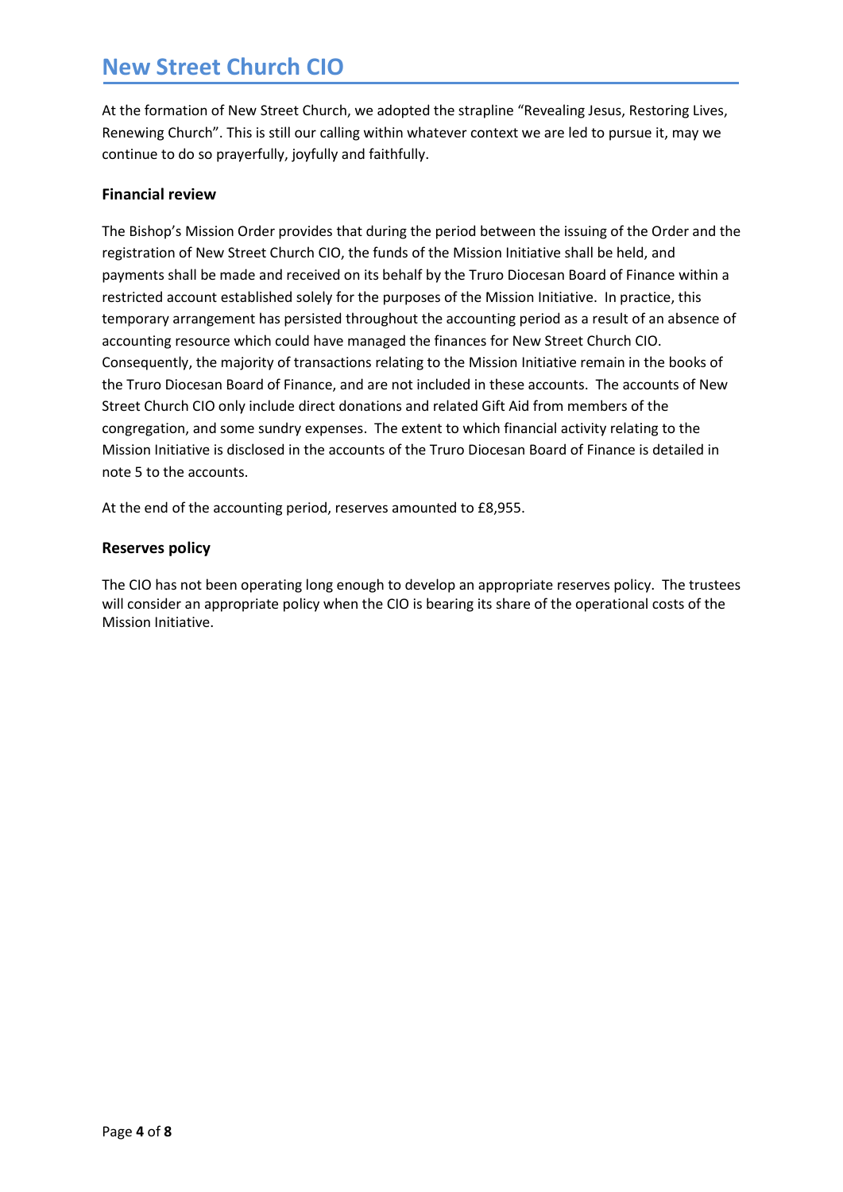At the formation of New Street Church, we adopted the strapline "Revealing Jesus, Restoring Lives, Renewing Church". This is still our calling within whatever context we are led to pursue it, may we continue to do so prayerfully, joyfully and faithfully.

### Financial review

The Bishop's Mission Order provides that during the period between the issuing of the Order and the registration of New Street Church CIO, the funds of the Mission Initiative shall be held, and payments shall be made and received on its behalf by the Truro Diocesan Board of Finance within a restricted account established solely for the purposes of the Mission Initiative. In practice, this temporary arrangement has persisted throughout the accounting period as a result of an absence of accounting resource which could have managed the finances for New Street Church CIO. Consequently, the majority of transactions relating to the Mission Initiative remain in the books of the Truro Diocesan Board of Finance, and are not included in these accounts. The accounts of New Street Church CIO only include direct donations and related Gift Aid from members of the congregation, and some sundry expenses. The extent to which financial activity relating to the Mission Initiative is disclosed in the accounts of the Truro Diocesan Board of Finance is detailed in note 5 to the accounts.

At the end of the accounting period, reserves amounted to £8,955.

### Reserves policy

The CIO has not been operating long enough to develop an appropriate reserves policy. The trustees will consider an appropriate policy when the CIO is bearing its share of the operational costs of the Mission Initiative.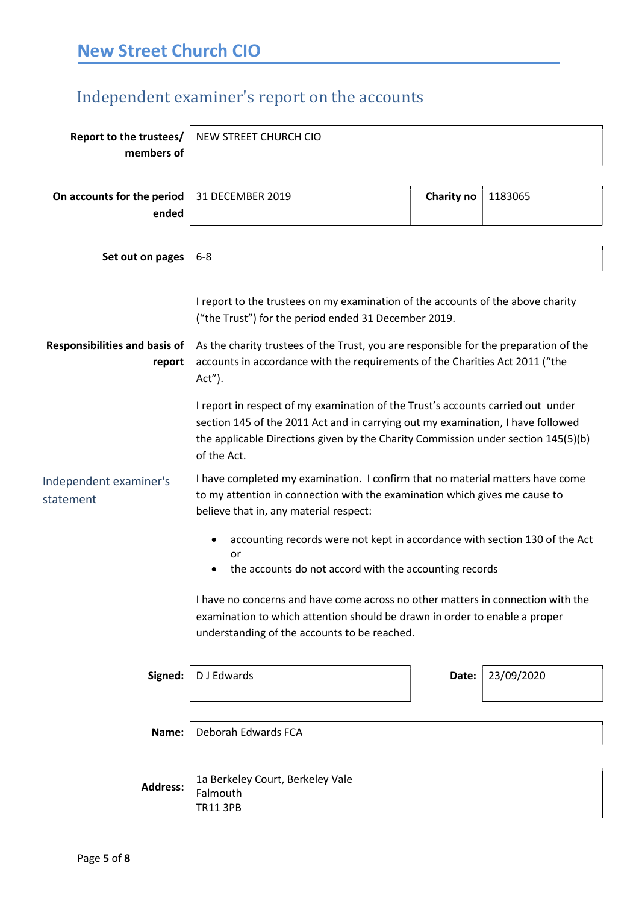# New Street Church CIO

## Independent examiner's report on the accounts

| | | | |
|---|---|---|---|
| **Report to the trustees/ members of** | NEW STREET CHURCH CIO | | |
| **On accounts for the period ended** | 31 DECEMBER 2019 | **Charity no** | 1183065 |
| **Set out on pages** | 6-8 | | |

I report to the trustees on my examination of the accounts of the above charity ("the Trust") for the period ended 31 December 2019.

**Responsibilities and basis of report**

As the charity trustees of the Trust, you are responsible for the preparation of the accounts in accordance with the requirements of the Charities Act 2011 ("the Act").

I report in respect of my examination of the Trust's accounts carried out under section 145 of the 2011 Act and in carrying out my examination, I have followed the applicable Directions given by the Charity Commission under section 145(5)(b) of the Act.

### Independent examiner's statement

I have completed my examination. I confirm that no material matters have come to my attention in connection with the examination which gives me cause to believe that in, any material respect:

- accounting records were not kept in accordance with section 130 of the Act or
- the accounts do not accord with the accounting records

I have no concerns and have come across no other matters in connection with the examination to which attention should be drawn in order to enable a proper understanding of the accounts to be reached.

| | | | |
|---|---|---|---|
| **Signed:** | D J Edwards | **Date:** | 23/09/2020 |
| **Name:** | Deborah Edwards FCA | | |
| **Address:** | 1a Berkeley Court, Berkeley Vale<br>Falmouth<br>TR11 3PB | | |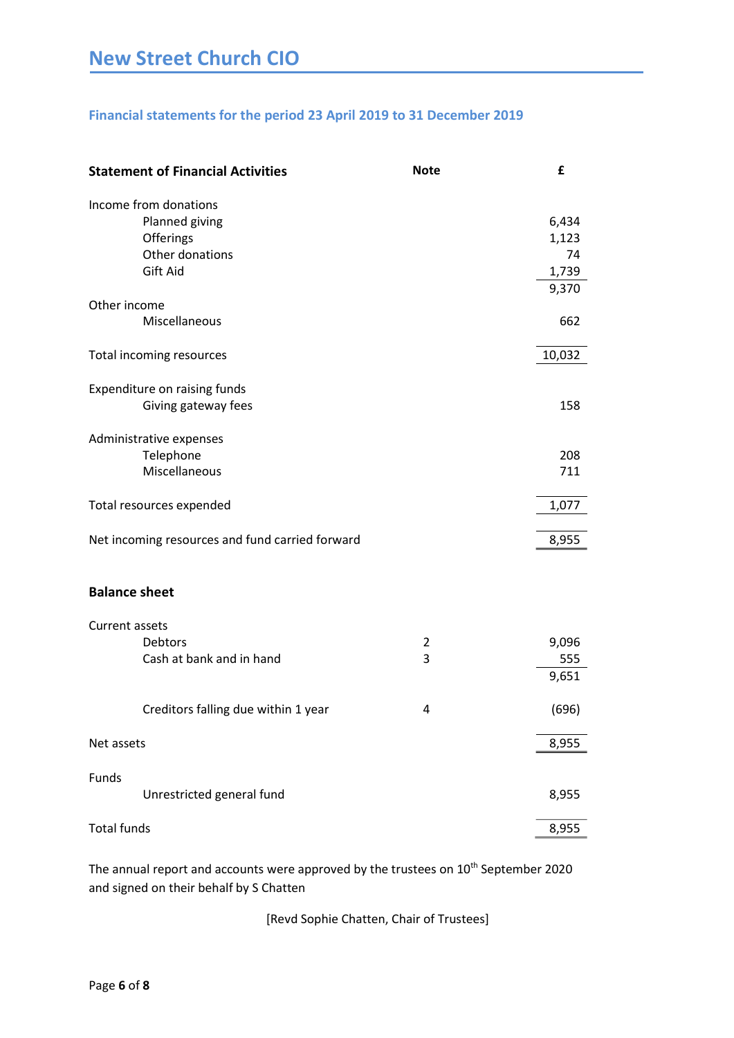# New Street Church CIO

## Financial statements for the period 23 April 2019 to 31 December 2019

| **Statement of Financial Activities** | **Note** | **£** |
|---|---|---|
| Income from donations | | |
| Planned giving | | 6,434 |
| Offerings | | 1,123 |
| Other donations | | 74 |
| Gift Aid | | 1,739 |
| | | 9,370 |
| Other income | | |
| Miscellaneous | | 662 |
| Total incoming resources | | 10,032 |
| Expenditure on raising funds | | |
| Giving gateway fees | | 158 |
| Administrative expenses | | |
| Telephone | | 208 |
| Miscellaneous | | 711 |
| Total resources expended | | 1,077 |
| Net incoming resources and fund carried forward | | 8,955 |

### Balance sheet

| | Note | £ |
|---|---|---|
| Current assets | | |
| Debtors | 2 | 9,096 |
| Cash at bank and in hand | 3 | 555 |
| | | 9,651 |
| Creditors falling due within 1 year | 4 | (696) |
| Net assets | | 8,955 |
| Funds | | |
| Unrestricted general fund | | 8,955 |
| Total funds | | 8,955 |

The annual report and accounts were approved by the trustees on 10th September 2020 and signed on their behalf by S Chatten

[Revd Sophie Chatten, Chair of Trustees]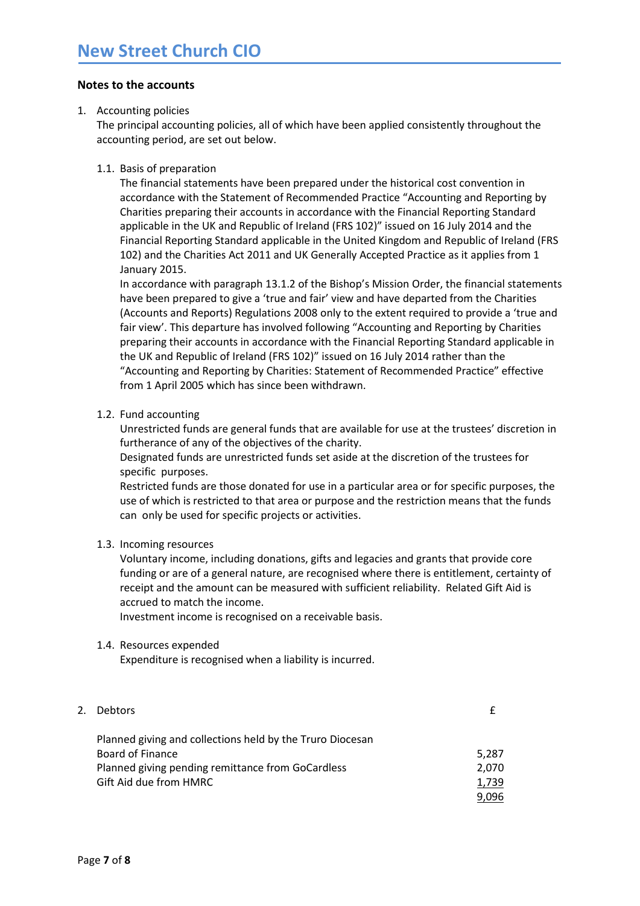**Notes to the accounts**

1. Accounting policies
   The principal accounting policies, all of which have been applied consistently throughout the accounting period, are set out below.

   1.1. Basis of preparation
   The financial statements have been prepared under the historical cost convention in accordance with the Statement of Recommended Practice "Accounting and Reporting by Charities preparing their accounts in accordance with the Financial Reporting Standard applicable in the UK and Republic of Ireland (FRS 102)" issued on 16 July 2014 and the Financial Reporting Standard applicable in the United Kingdom and Republic of Ireland (FRS 102) and the Charities Act 2011 and UK Generally Accepted Practice as it applies from 1 January 2015.
   In accordance with paragraph 13.1.2 of the Bishop's Mission Order, the financial statements have been prepared to give a 'true and fair' view and have departed from the Charities (Accounts and Reports) Regulations 2008 only to the extent required to provide a 'true and fair view'. This departure has involved following "Accounting and Reporting by Charities preparing their accounts in accordance with the Financial Reporting Standard applicable in the UK and Republic of Ireland (FRS 102)" issued on 16 July 2014 rather than the "Accounting and Reporting by Charities: Statement of Recommended Practice" effective from 1 April 2005 which has since been withdrawn.

   1.2. Fund accounting
   Unrestricted funds are general funds that are available for use at the trustees' discretion in furtherance of any of the objectives of the charity.
   Designated funds are unrestricted funds set aside at the discretion of the trustees for specific purposes.
   Restricted funds are those donated for use in a particular area or for specific purposes, the use of which is restricted to that area or purpose and the restriction means that the funds can only be used for specific projects or activities.

   1.3. Incoming resources
   Voluntary income, including donations, gifts and legacies and grants that provide core funding or are of a general nature, are recognised where there is entitlement, certainty of receipt and the amount can be measured with sufficient reliability. Related Gift Aid is accrued to match the income.
   Investment income is recognised on a receivable basis.

   1.4. Resources expended
   Expenditure is recognised when a liability is incurred.

2. Debtors

| | £ |
|---|---|
| Planned giving and collections held by the Truro Diocesan Board of Finance | 5,287 |
| Planned giving pending remittance from GoCardless | 2,070 |
| Gift Aid due from HMRC | 1,739 |
| | 9,096 |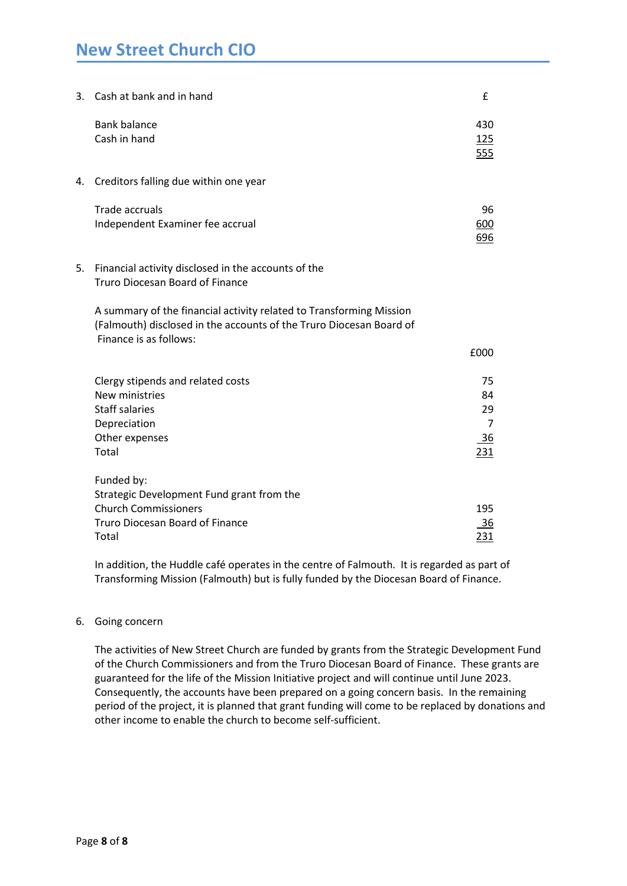3. Cash at bank and in hand

| | £ |
|---|---|
| Bank balance | 430 |
| Cash in hand | 125 |
| | 555 |

4. Creditors falling due within one year

| | |
|---|---|
| Trade accruals | 96 |
| Independent Examiner fee accrual | 600 |
| | 696 |

5. Financial activity disclosed in the accounts of the Truro Diocesan Board of Finance

A summary of the financial activity related to Transforming Mission (Falmouth) disclosed in the accounts of the Truro Diocesan Board of Finance is as follows:

| | £000 |
|---|---|
| Clergy stipends and related costs | 75 |
| New ministries | 84 |
| Staff salaries | 29 |
| Depreciation | 7 |
| Other expenses | 36 |
| Total | 231 |
| | |
| Funded by: | |
| Strategic Development Fund grant from the Church Commissioners | 195 |
| Truro Diocesan Board of Finance | 36 |
| Total | 231 |

In addition, the Huddle café operates in the centre of Falmouth. It is regarded as part of Transforming Mission (Falmouth) but is fully funded by the Diocesan Board of Finance.

6. Going concern

The activities of New Street Church are funded by grants from the Strategic Development Fund of the Church Commissioners and from the Truro Diocesan Board of Finance. These grants are guaranteed for the life of the Mission Initiative project and will continue until June 2023. Consequently, the accounts have been prepared on a going concern basis. In the remaining period of the project, it is planned that grant funding will come to be replaced by donations and other income to enable the church to become self-sufficient.